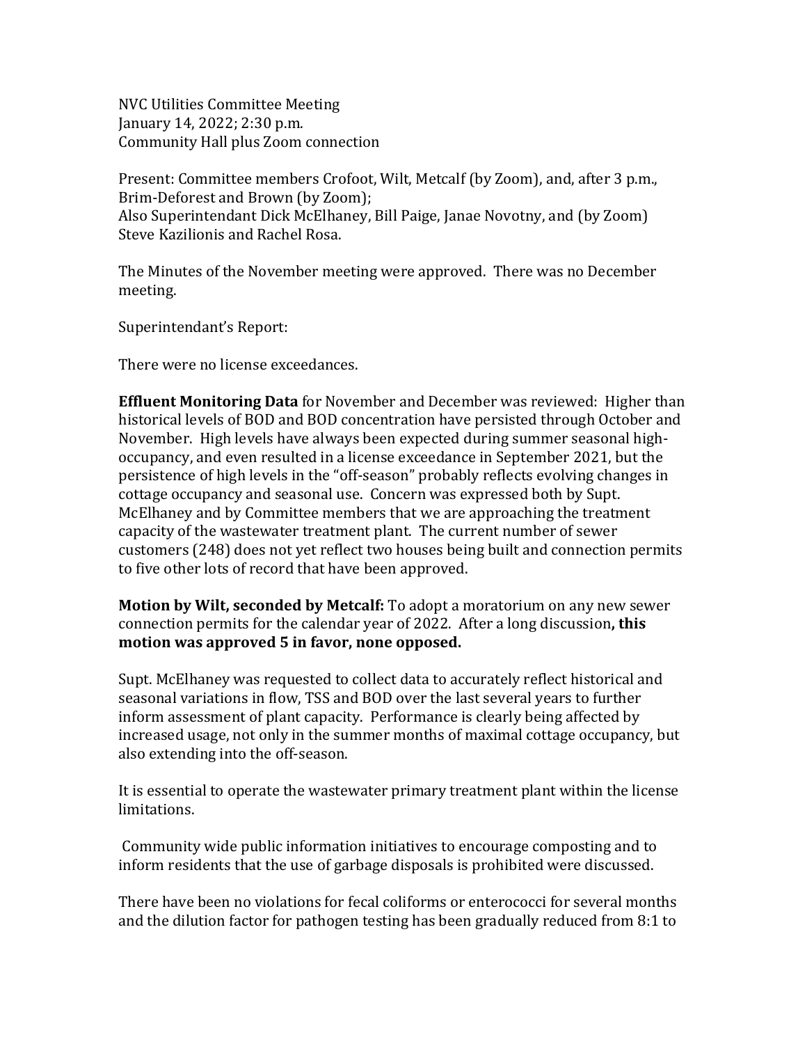NVC Utilities Committee Meeting
January 14, 2022; 2:30 p.m.
Community Hall plus Zoom connection

Present: Committee members Crofoot, Wilt, Metcalf (by Zoom), and, after 3 p.m., Brim-Deforest and Brown (by Zoom);
Also Superintendant Dick McElhaney, Bill Paige, Janae Novotny, and (by Zoom) Steve Kazilionis and Rachel Rosa.

The Minutes of the November meeting were approved. There was no December meeting.

Superintendant's Report:

There were no license exceedances.

**Effluent Monitoring Data** for November and December was reviewed: Higher than historical levels of BOD and BOD concentration have persisted through October and November. High levels have always been expected during summer seasonal high-occupancy, and even resulted in a license exceedance in September 2021, but the persistence of high levels in the "off-season" probably reflects evolving changes in cottage occupancy and seasonal use. Concern was expressed both by Supt. McElhaney and by Committee members that we are approaching the treatment capacity of the wastewater treatment plant. The current number of sewer customers (248) does not yet reflect two houses being built and connection permits to five other lots of record that have been approved.

**Motion by Wilt, seconded by Metcalf:** To adopt a moratorium on any new sewer connection permits for the calendar year of 2022. After a long discussion**, this motion was approved 5 in favor, none opposed.**

Supt. McElhaney was requested to collect data to accurately reflect historical and seasonal variations in flow, TSS and BOD over the last several years to further inform assessment of plant capacity. Performance is clearly being affected by increased usage, not only in the summer months of maximal cottage occupancy, but also extending into the off-season.

It is essential to operate the wastewater primary treatment plant within the license limitations.

Community wide public information initiatives to encourage composting and to inform residents that the use of garbage disposals is prohibited were discussed.

There have been no violations for fecal coliforms or enterococci for several months and the dilution factor for pathogen testing has been gradually reduced from 8:1 to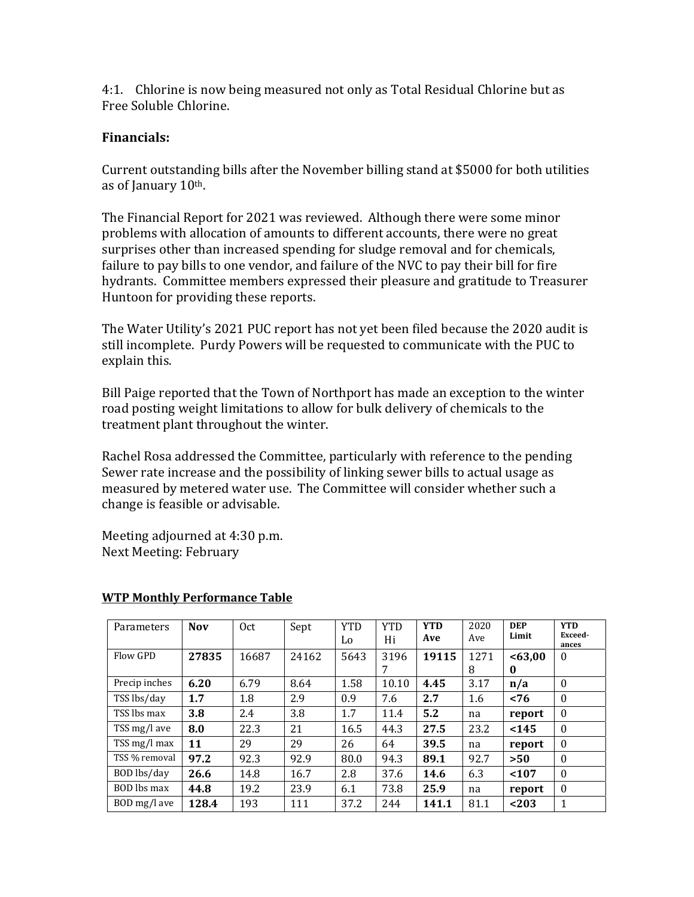4:1. Chlorine is now being measured not only as Total Residual Chlorine but as Free Soluble Chlorine.

**Financials:**

Current outstanding bills after the November billing stand at $5000 for both utilities as of January 10th.

The Financial Report for 2021 was reviewed. Although there were some minor problems with allocation of amounts to different accounts, there were no great surprises other than increased spending for sludge removal and for chemicals, failure to pay bills to one vendor, and failure of the NVC to pay their bill for fire hydrants. Committee members expressed their pleasure and gratitude to Treasurer Huntoon for providing these reports.

The Water Utility's 2021 PUC report has not yet been filed because the 2020 audit is still incomplete. Purdy Powers will be requested to communicate with the PUC to explain this.

Bill Paige reported that the Town of Northport has made an exception to the winter road posting weight limitations to allow for bulk delivery of chemicals to the treatment plant throughout the winter.

Rachel Rosa addressed the Committee, particularly with reference to the pending Sewer rate increase and the possibility of linking sewer bills to actual usage as measured by metered water use. The Committee will consider whether such a change is feasible or advisable.

Meeting adjourned at 4:30 p.m.
Next Meeting: February

**WTP Monthly Performance Table**

| Parameters | **Nov** | Oct | Sept | YTD Lo | YTD Hi | **YTD Ave** | 2020 Ave | **DEP Limit** | **YTD Exceed-ances** |
|---|---|---|---|---|---|---|---|---|---|
| Flow GPD | **27835** | 16687 | 24162 | 5643 | 31967 | **19115** | 12718 | **<63,000** | 0 |
| Precip inches | **6.20** | 6.79 | 8.64 | 1.58 | 10.10 | **4.45** | 3.17 | **n/a** | 0 |
| TSS lbs/day | **1.7** | 1.8 | 2.9 | 0.9 | 7.6 | **2.7** | 1.6 | **<76** | 0 |
| TSS lbs max | **3.8** | 2.4 | 3.8 | 1.7 | 11.4 | **5.2** | na | **report** | 0 |
| TSS mg/l ave | **8.0** | 22.3 | 21 | 16.5 | 44.3 | **27.5** | 23.2 | **<145** | 0 |
| TSS mg/l max | **11** | 29 | 29 | 26 | 64 | **39.5** | na | **report** | 0 |
| TSS % removal | **97.2** | 92.3 | 92.9 | 80.0 | 94.3 | **89.1** | 92.7 | **>50** | 0 |
| BOD lbs/day | **26.6** | 14.8 | 16.7 | 2.8 | 37.6 | **14.6** | 6.3 | **<107** | 0 |
| BOD lbs max | **44.8** | 19.2 | 23.9 | 6.1 | 73.8 | **25.9** | na | **report** | 0 |
| BOD mg/l ave | **128.4** | 193 | 111 | 37.2 | 244 | **141.1** | 81.1 | **<203** | 1 |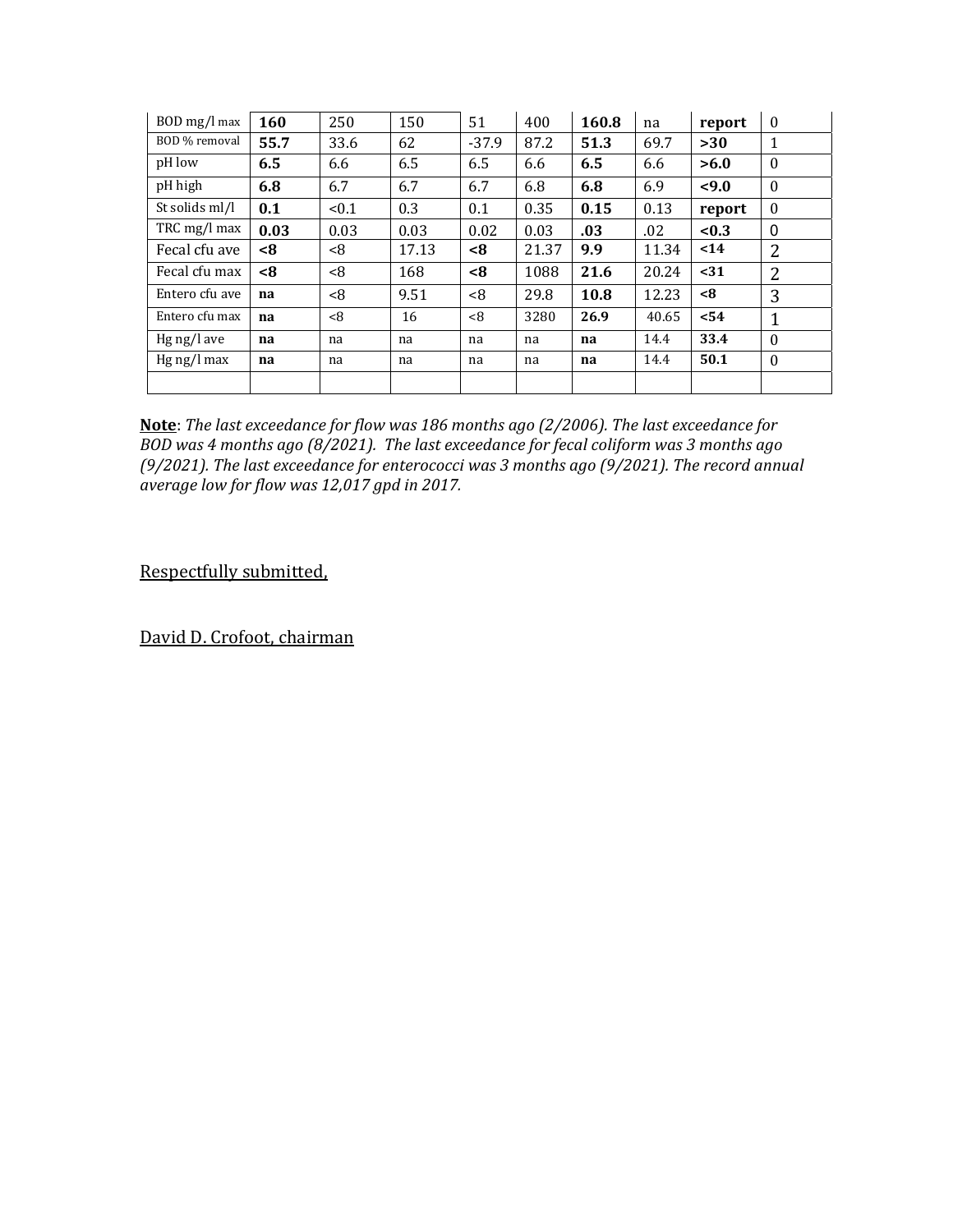| | | | | | | | | | |
|---|---|---|---|---|---|---|---|---|---|
| BOD mg/l max | **160** | 250 | 150 | 51 | 400 | **160.8** | na | **report** | 0 |
| BOD % removal | **55.7** | 33.6 | 62 | -37.9 | 87.2 | **51.3** | 69.7 | **>30** | 1 |
| pH low | **6.5** | 6.6 | 6.5 | 6.5 | 6.6 | **6.5** | 6.6 | **>6.0** | 0 |
| pH high | **6.8** | 6.7 | 6.7 | 6.7 | 6.8 | **6.8** | 6.9 | **<9.0** | 0 |
| St solids ml/l | **0.1** | <0.1 | 0.3 | 0.1 | 0.35 | **0.15** | 0.13 | **report** | 0 |
| TRC mg/l max | **0.03** | 0.03 | 0.03 | 0.02 | 0.03 | **.03** | .02 | **<0.3** | 0 |
| Fecal cfu ave | **<8** | <8 | 17.13 | **<8** | 21.37 | **9.9** | 11.34 | **<14** | 2 |
| Fecal cfu max | **<8** | <8 | 168 | **<8** | 1088 | **21.6** | 20.24 | **<31** | 2 |
| Entero cfu ave | **na** | <8 | 9.51 | <8 | 29.8 | **10.8** | 12.23 | **<8** | 3 |
| Entero cfu max | **na** | <8 | 16 | <8 | 3280 | **26.9** | 40.65 | **<54** | 1 |
| Hg ng/l ave | **na** | na | na | na | na | **na** | 14.4 | **33.4** | 0 |
| Hg ng/l max | **na** | na | na | na | na | **na** | 14.4 | **50.1** | 0 |
| | | | | | | | | | |

**Note**: *The last exceedance for flow was 186 months ago (2/2006). The last exceedance for BOD was 4 months ago (8/2021). The last exceedance for fecal coliform was 3 months ago (9/2021). The last exceedance for enterococci was 3 months ago (9/2021). The record annual average low for flow was 12,017 gpd in 2017.*

Respectfully submitted,

David D. Crofoot, chairman